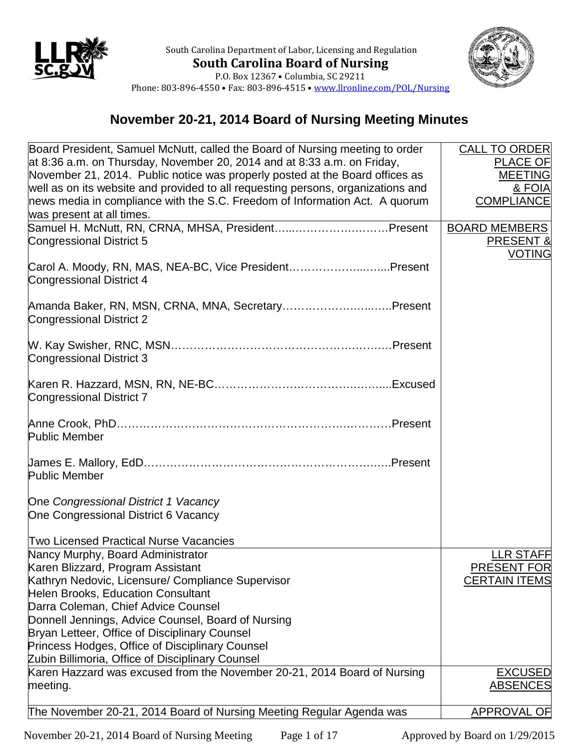South Carolina Department of Labor, Licensing and Regulation

**South Carolina Board of Nursing**

P.O. Box 12367 • Columbia, SC 29211

Phone: 803-896-4550 • Fax: 803-896-4515 • www.llronline.com/POL/Nursing

# November 20-21, 2014 Board of Nursing Meeting Minutes

| | |
|---|---|
| Board President, Samuel McNutt, called the Board of Nursing meeting to order at 8:36 a.m. on Thursday, November 20, 2014 and at 8:33 a.m. on Friday, November 21, 2014. Public notice was properly posted at the Board offices as well as on its website and provided to all requesting persons, organizations and news media in compliance with the S.C. Freedom of Information Act. A quorum was present at all times. | CALL TO ORDER PLACE OF MEETING & FOIA COMPLIANCE |
| Samuel H. McNutt, RN, CRNA, MHSA, President……………………………Present<br>Congressional District 5<br><br>Carol A. Moody, RN, MAS, NEA-BC, Vice President………………………Present<br>Congressional District 4<br><br>Amanda Baker, RN, MSN, CRNA, MNA, Secretary…………………………Present<br>Congressional District 2<br><br>W. Kay Swisher, RNC, MSN……………………………………………………Present<br>Congressional District 3<br><br>Karen R. Hazzard, MSN, RN, NE-BC……………………………………………Excused<br>Congressional District 7<br><br>Anne Crook, PhD…………………………………………………………………Present<br>Public Member<br><br>James E. Mallory, EdD……………………………………………………………Present<br>Public Member<br><br>One *Congressional District 1 Vacancy*<br>One Congressional District 6 Vacancy<br><br>Two Licensed Practical Nurse Vacancies | BOARD MEMBERS PRESENT & VOTING |
| Nancy Murphy, Board Administrator<br>Karen Blizzard, Program Assistant<br>Kathryn Nedovic, Licensure/ Compliance Supervisor<br>Helen Brooks, Education Consultant<br>Darra Coleman, Chief Advice Counsel<br>Donnell Jennings, Advice Counsel, Board of Nursing<br>Bryan Letteer, Office of Disciplinary Counsel<br>Princess Hodges, Office of Disciplinary Counsel<br>Zubin Billimoria, Office of Disciplinary Counsel | LLR STAFF PRESENT FOR CERTAIN ITEMS |
| Karen Hazzard was excused from the November 20-21, 2014 Board of Nursing meeting. | EXCUSED ABSENCES |
| The November 20-21, 2014 Board of Nursing Meeting Regular Agenda was | APPROVAL OF |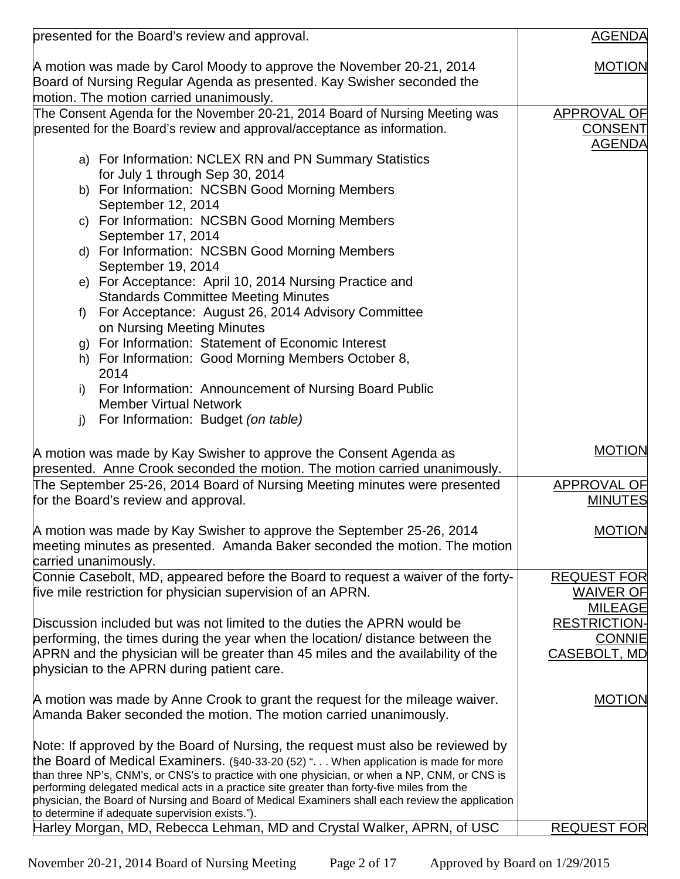| | |
|---|---|
| presented for the Board's review and approval.<br><br>A motion was made by Carol Moody to approve the November 20-21, 2014 Board of Nursing Regular Agenda as presented. Kay Swisher seconded the motion. The motion carried unanimously. | AGENDA<br><br>MOTION |
| The Consent Agenda for the November 20-21, 2014 Board of Nursing Meeting was presented for the Board's review and approval/acceptance as information.<br><br>a) For Information: NCLEX RN and PN Summary Statistics for July 1 through Sep 30, 2014<br>b) For Information: NCSBN Good Morning Members September 12, 2014<br>c) For Information: NCSBN Good Morning Members September 17, 2014<br>d) For Information: NCSBN Good Morning Members September 19, 2014<br>e) For Acceptance: April 10, 2014 Nursing Practice and Standards Committee Meeting Minutes<br>f) For Acceptance: August 26, 2014 Advisory Committee on Nursing Meeting Minutes<br>g) For Information: Statement of Economic Interest<br>h) For Information: Good Morning Members October 8, 2014<br>i) For Information: Announcement of Nursing Board Public Member Virtual Network<br>j) For Information: Budget *(on table)*<br><br>A motion was made by Kay Swisher to approve the Consent Agenda as presented. Anne Crook seconded the motion. The motion carried unanimously. | APPROVAL OF CONSENT AGENDA<br><br>MOTION |
| The September 25-26, 2014 Board of Nursing Meeting minutes were presented for the Board's review and approval.<br><br>A motion was made by Kay Swisher to approve the September 25-26, 2014 meeting minutes as presented. Amanda Baker seconded the motion. The motion carried unanimously. | APPROVAL OF MINUTES<br><br>MOTION |
| Connie Casebolt, MD, appeared before the Board to request a waiver of the forty-five mile restriction for physician supervision of an APRN.<br><br>Discussion included but was not limited to the duties the APRN would be performing, the times during the year when the location/ distance between the APRN and the physician will be greater than 45 miles and the availability of the physician to the APRN during patient care.<br><br>A motion was made by Anne Crook to grant the request for the mileage waiver. Amanda Baker seconded the motion. The motion carried unanimously.<br><br>Note: If approved by the Board of Nursing, the request must also be reviewed by the Board of Medical Examiners. (§40-33-20 (52) ". . . When application is made for more than three NP's, CNM's, or CNS's to practice with one physician, or when a NP, CNM, or CNS is performing delegated medical acts in a practice site greater than forty-five miles from the physician, the Board of Nursing and Board of Medical Examiners shall each review the application to determine if adequate supervision exists."). | REQUEST FOR WAIVER OF MILEAGE RESTRICTION-CONNIE CASEBOLT, MD<br><br>MOTION |
| Harley Morgan, MD, Rebecca Lehman, MD and Crystal Walker, APRN, of USC | REQUEST FOR |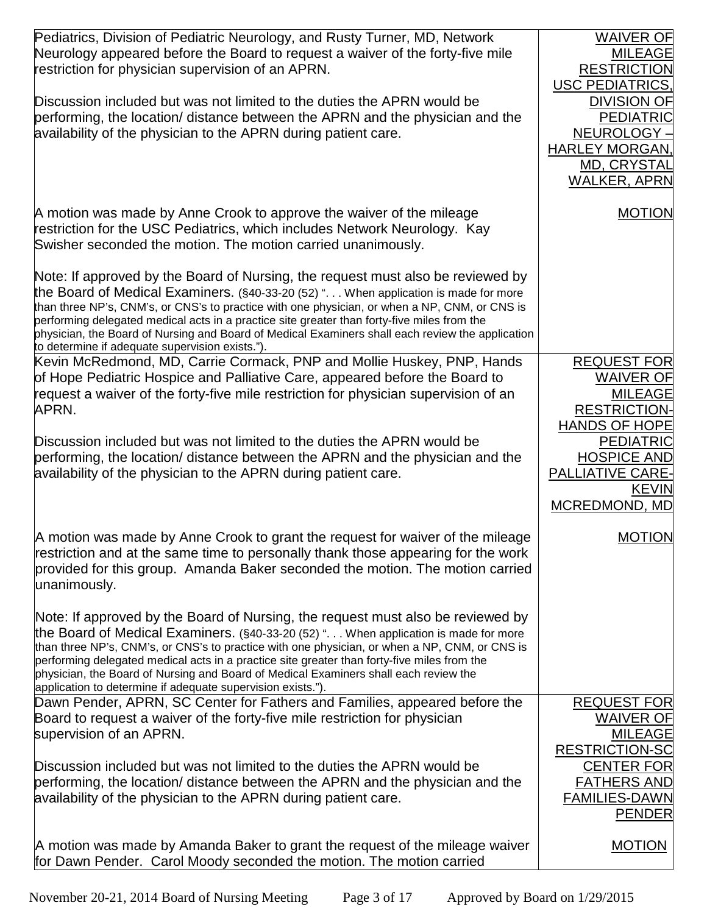| | |
|---|---|
| Pediatrics, Division of Pediatric Neurology, and Rusty Turner, MD, Network Neurology appeared before the Board to request a waiver of the forty-five mile restriction for physician supervision of an APRN.<br><br>Discussion included but was not limited to the duties the APRN would be performing, the location/ distance between the APRN and the physician and the availability of the physician to the APRN during patient care. | WAIVER OF MILEAGE RESTRICTION USC PEDIATRICS, DIVISION OF PEDIATRIC NEUROLOGY – HARLEY MORGAN, MD, CRYSTAL WALKER, APRN |
| A motion was made by Anne Crook to approve the waiver of the mileage restriction for the USC Pediatrics, which includes Network Neurology. Kay Swisher seconded the motion. The motion carried unanimously.<br><br>Note: If approved by the Board of Nursing, the request must also be reviewed by the Board of Medical Examiners. (§40-33-20 (52) ". . . When application is made for more than three NP's, CNM's, or CNS's to practice with one physician, or when a NP, CNM, or CNS is performing delegated medical acts in a practice site greater than forty-five miles from the physician, the Board of Nursing and Board of Medical Examiners shall each review the application to determine if adequate supervision exists."). | MOTION |
| Kevin McRedmond, MD, Carrie Cormack, PNP and Mollie Huskey, PNP, Hands of Hope Pediatric Hospice and Palliative Care, appeared before the Board to request a waiver of the forty-five mile restriction for physician supervision of an APRN.<br><br>Discussion included but was not limited to the duties the APRN would be performing, the location/ distance between the APRN and the physician and the availability of the physician to the APRN during patient care. | REQUEST FOR WAIVER OF MILEAGE RESTRICTION-HANDS OF HOPE PEDIATRIC HOSPICE AND PALLIATIVE CARE-KEVIN MCREDMOND, MD |
| A motion was made by Anne Crook to grant the request for waiver of the mileage restriction and at the same time to personally thank those appearing for the work provided for this group. Amanda Baker seconded the motion. The motion carried unanimously.<br><br>Note: If approved by the Board of Nursing, the request must also be reviewed by the Board of Medical Examiners. (§40-33-20 (52) ". . . When application is made for more than three NP's, CNM's, or CNS's to practice with one physician, or when a NP, CNM, or CNS is performing delegated medical acts in a practice site greater than forty-five miles from the physician, the Board of Nursing and Board of Medical Examiners shall each review the application to determine if adequate supervision exists."). | MOTION |
| Dawn Pender, APRN, SC Center for Fathers and Families, appeared before the Board to request a waiver of the forty-five mile restriction for physician supervision of an APRN.<br><br>Discussion included but was not limited to the duties the APRN would be performing, the location/ distance between the APRN and the physician and the availability of the physician to the APRN during patient care. | REQUEST FOR WAIVER OF MILEAGE RESTRICTION-SC CENTER FOR FATHERS AND FAMILIES-DAWN PENDER |
| A motion was made by Amanda Baker to grant the request of the mileage waiver for Dawn Pender. Carol Moody seconded the motion. The motion carried | MOTION |

November 20-21, 2014 Board of Nursing Meeting Approved by Board on 1/29/2015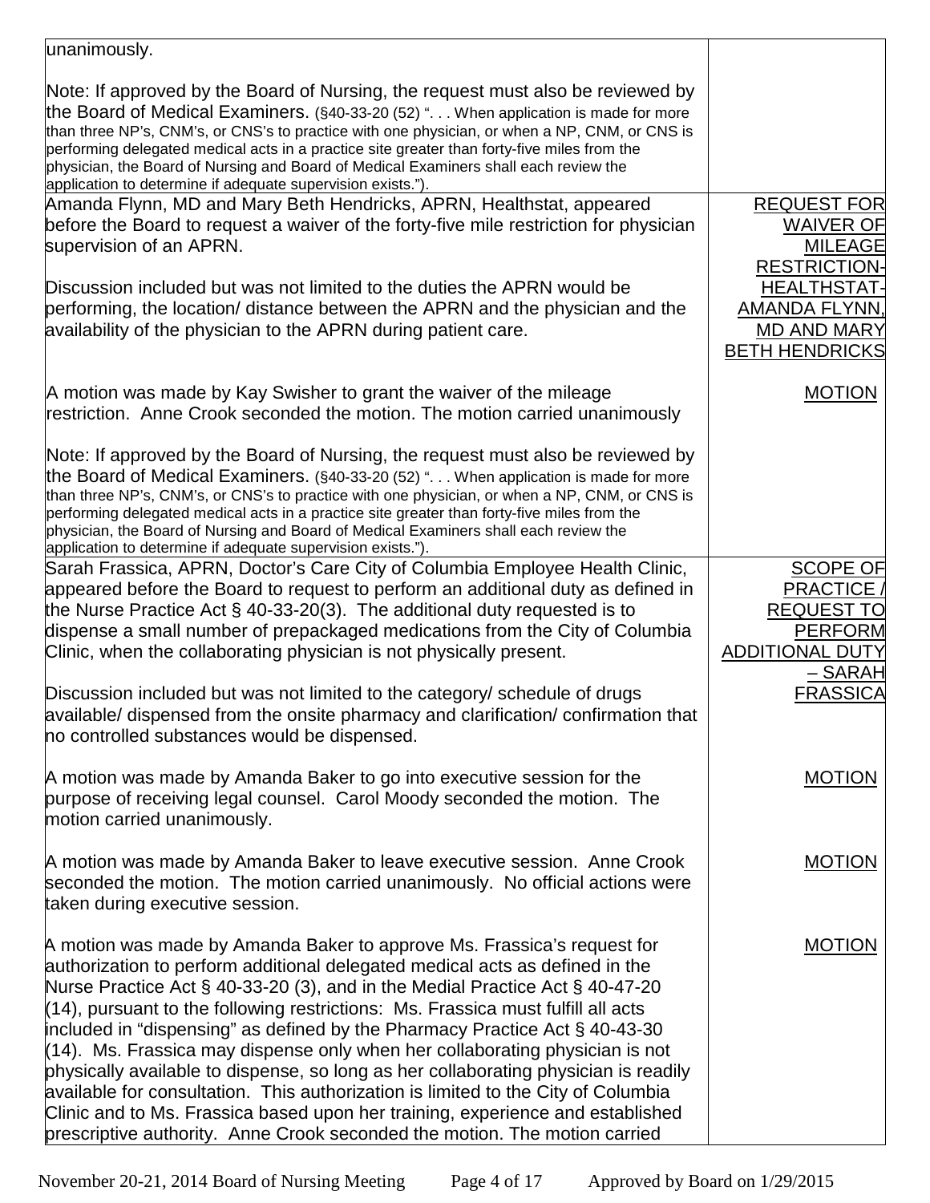| | |
|---|---|
| unanimously.<br><br>Note: If approved by the Board of Nursing, the request must also be reviewed by the Board of Medical Examiners. (§40-33-20 (52) ". . . When application is made for more than three NP's, CNM's, or CNS's to practice with one physician, or when a NP, CNM, or CNS is performing delegated medical acts in a practice site greater than forty-five miles from the physician, the Board of Nursing and Board of Medical Examiners shall each review the application to determine if adequate supervision exists."). | |
| Amanda Flynn, MD and Mary Beth Hendricks, APRN, Healthstat, appeared before the Board to request a waiver of the forty-five mile restriction for physician supervision of an APRN.<br><br>Discussion included but was not limited to the duties the APRN would be performing, the location/ distance between the APRN and the physician and the availability of the physician to the APRN during patient care. | REQUEST FOR WAIVER OF MILEAGE RESTRICTION-HEALTHSTAT-AMANDA FLYNN, MD AND MARY BETH HENDRICKS |
| A motion was made by Kay Swisher to grant the waiver of the mileage restriction. Anne Crook seconded the motion. The motion carried unanimously<br><br>Note: If approved by the Board of Nursing, the request must also be reviewed by the Board of Medical Examiners. (§40-33-20 (52) ". . . When application is made for more than three NP's, CNM's, or CNS's to practice with one physician, or when a NP, CNM, or CNS is performing delegated medical acts in a practice site greater than forty-five miles from the physician, the Board of Nursing and Board of Medical Examiners shall each review the application to determine if adequate supervision exists."). | MOTION |
| Sarah Frassica, APRN, Doctor's Care City of Columbia Employee Health Clinic, appeared before the Board to request to perform an additional duty as defined in the Nurse Practice Act § 40-33-20(3). The additional duty requested is to dispense a small number of prepackaged medications from the City of Columbia Clinic, when the collaborating physician is not physically present.<br><br>Discussion included but was not limited to the category/ schedule of drugs available/ dispensed from the onsite pharmacy and clarification/ confirmation that no controlled substances would be dispensed. | SCOPE OF PRACTICE / REQUEST TO PERFORM ADDITIONAL DUTY – SARAH FRASSICA |
| A motion was made by Amanda Baker to go into executive session for the purpose of receiving legal counsel. Carol Moody seconded the motion. The motion carried unanimously. | MOTION |
| A motion was made by Amanda Baker to leave executive session. Anne Crook seconded the motion. The motion carried unanimously. No official actions were taken during executive session. | MOTION |
| A motion was made by Amanda Baker to approve Ms. Frassica's request for authorization to perform additional delegated medical acts as defined in the Nurse Practice Act § 40-33-20 (3), and in the Medial Practice Act § 40-47-20 (14), pursuant to the following restrictions: Ms. Frassica must fulfill all acts included in "dispensing" as defined by the Pharmacy Practice Act § 40-43-30 (14). Ms. Frassica may dispense only when her collaborating physician is not physically available to dispense, so long as her collaborating physician is readily available for consultation. This authorization is limited to the City of Columbia Clinic and to Ms. Frassica based upon her training, experience and established prescriptive authority. Anne Crook seconded the motion. The motion carried | MOTION |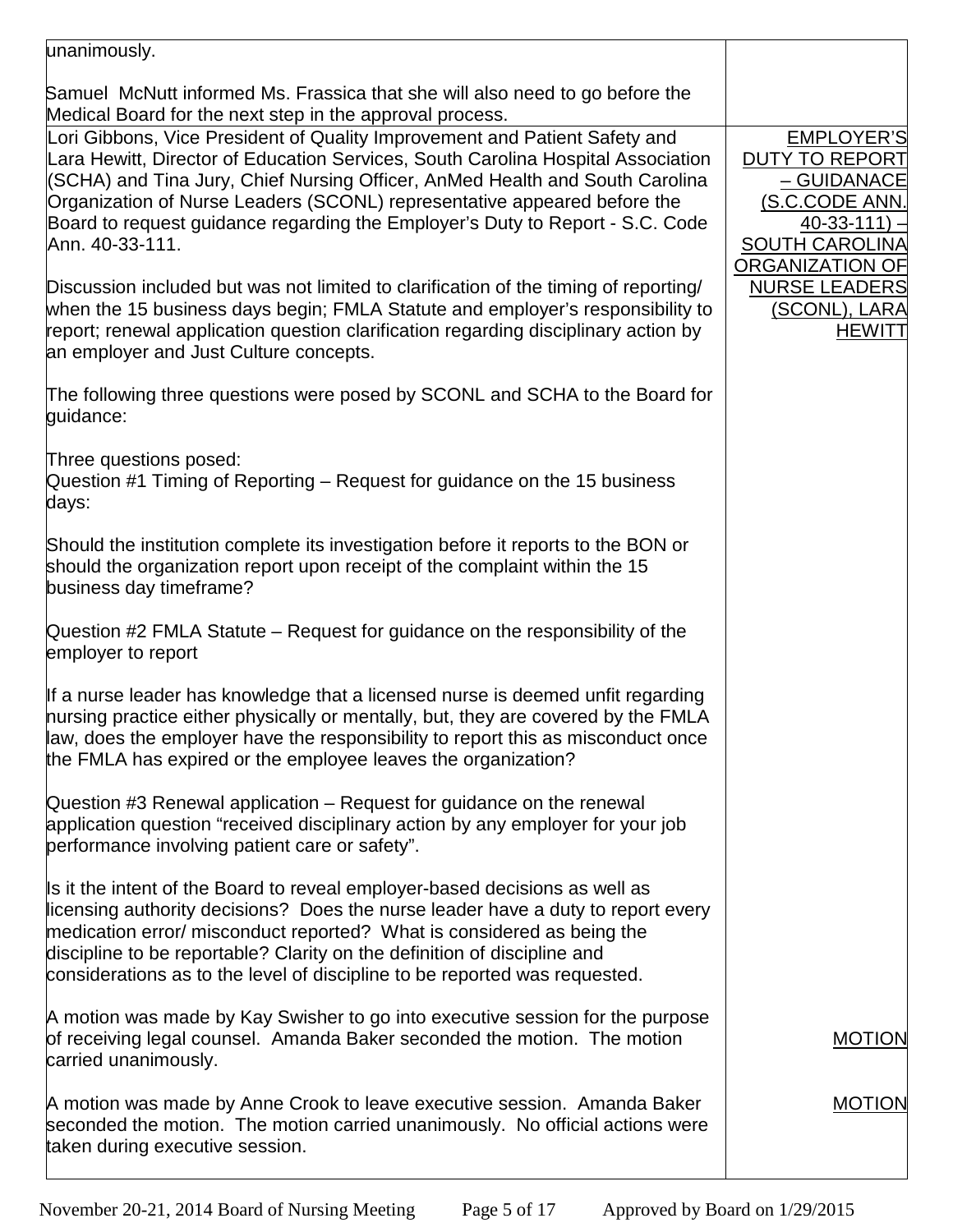| | |
|---|---|
| unanimously.<br><br>Samuel McNutt informed Ms. Frassica that she will also need to go before the Medical Board for the next step in the approval process. | |
| Lori Gibbons, Vice President of Quality Improvement and Patient Safety and Lara Hewitt, Director of Education Services, South Carolina Hospital Association (SCHA) and Tina Jury, Chief Nursing Officer, AnMed Health and South Carolina Organization of Nurse Leaders (SCONL) representative appeared before the Board to request guidance regarding the Employer's Duty to Report - S.C. Code Ann. 40-33-111.<br><br>Discussion included but was not limited to clarification of the timing of reporting/ when the 15 business days begin; FMLA Statute and employer's responsibility to report; renewal application question clarification regarding disciplinary action by an employer and Just Culture concepts.<br><br>The following three questions were posed by SCONL and SCHA to the Board for guidance:<br><br>Three questions posed:<br>Question #1 Timing of Reporting – Request for guidance on the 15 business days:<br><br>Should the institution complete its investigation before it reports to the BON or should the organization report upon receipt of the complaint within the 15 business day timeframe?<br><br>Question #2 FMLA Statute – Request for guidance on the responsibility of the employer to report<br><br>If a nurse leader has knowledge that a licensed nurse is deemed unfit regarding nursing practice either physically or mentally, but, they are covered by the FMLA law, does the employer have the responsibility to report this as misconduct once the FMLA has expired or the employee leaves the organization?<br><br>Question #3 Renewal application – Request for guidance on the renewal application question "received disciplinary action by any employer for your job performance involving patient care or safety".<br><br>Is it the intent of the Board to reveal employer-based decisions as well as licensing authority decisions? Does the nurse leader have a duty to report every medication error/ misconduct reported? What is considered as being the discipline to be reportable? Clarity on the definition of discipline and considerations as to the level of discipline to be reported was requested. | EMPLOYER'S DUTY TO REPORT – GUIDANACE (S.C.CODE ANN. 40-33-111) – SOUTH CAROLINA ORGANIZATION OF NURSE LEADERS (SCONL), LARA HEWITT |
| A motion was made by Kay Swisher to go into executive session for the purpose of receiving legal counsel. Amanda Baker seconded the motion. The motion carried unanimously. | MOTION |
| A motion was made by Anne Crook to leave executive session. Amanda Baker seconded the motion. The motion carried unanimously. No official actions were taken during executive session. | MOTION |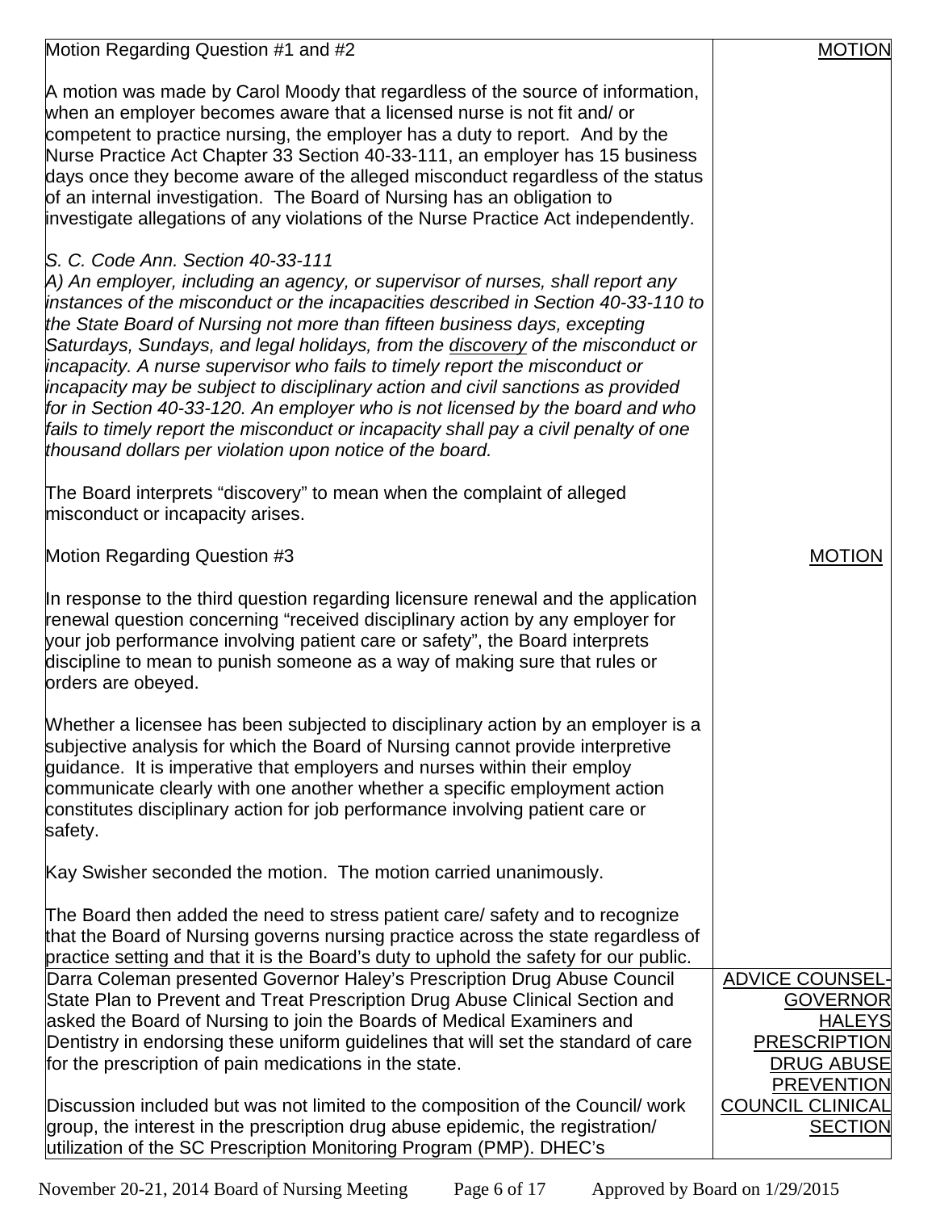| | |
|---|---|
| Motion Regarding Question #1 and #2<br><br>A motion was made by Carol Moody that regardless of the source of information, when an employer becomes aware that a licensed nurse is not fit and/ or competent to practice nursing, the employer has a duty to report. And by the Nurse Practice Act Chapter 33 Section 40-33-111, an employer has 15 business days once they become aware of the alleged misconduct regardless of the status of an internal investigation. The Board of Nursing has an obligation to investigate allegations of any violations of the Nurse Practice Act independently.<br><br>*S. C. Code Ann. Section 40-33-111*<br>*A) An employer, including an agency, or supervisor of nurses, shall report any instances of the misconduct or the incapacities described in Section 40-33-110 to the State Board of Nursing not more than fifteen business days, excepting Saturdays, Sundays, and legal holidays, from the <u>discovery</u> of the misconduct or incapacity. A nurse supervisor who fails to timely report the misconduct or incapacity may be subject to disciplinary action and civil sanctions as provided for in Section 40-33-120. An employer who is not licensed by the board and who fails to timely report the misconduct or incapacity shall pay a civil penalty of one thousand dollars per violation upon notice of the board.*<br><br>The Board interprets "discovery" to mean when the complaint of alleged misconduct or incapacity arises. | <u>MOTION</u> |
| Motion Regarding Question #3<br><br>In response to the third question regarding licensure renewal and the application renewal question concerning "received disciplinary action by any employer for your job performance involving patient care or safety", the Board interprets discipline to mean to punish someone as a way of making sure that rules or orders are obeyed.<br><br>Whether a licensee has been subjected to disciplinary action by an employer is a subjective analysis for which the Board of Nursing cannot provide interpretive guidance. It is imperative that employers and nurses within their employ communicate clearly with one another whether a specific employment action constitutes disciplinary action for job performance involving patient care or safety.<br><br>Kay Swisher seconded the motion. The motion carried unanimously.<br><br>The Board then added the need to stress patient care/ safety and to recognize that the Board of Nursing governs nursing practice across the state regardless of practice setting and that it is the Board's duty to uphold the safety for our public. | <u>MOTION</u> |
| Darra Coleman presented Governor Haley's Prescription Drug Abuse Council State Plan to Prevent and Treat Prescription Drug Abuse Clinical Section and asked the Board of Nursing to join the Boards of Medical Examiners and Dentistry in endorsing these uniform guidelines that will set the standard of care for the prescription of pain medications in the state.<br><br>Discussion included but was not limited to the composition of the Council/ work group, the interest in the prescription drug abuse epidemic, the registration/ utilization of the SC Prescription Monitoring Program (PMP). DHEC's | <u>ADVICE COUNSEL-GOVERNOR HALEYS PRESCRIPTION DRUG ABUSE PREVENTION COUNCIL CLINICAL SECTION</u> |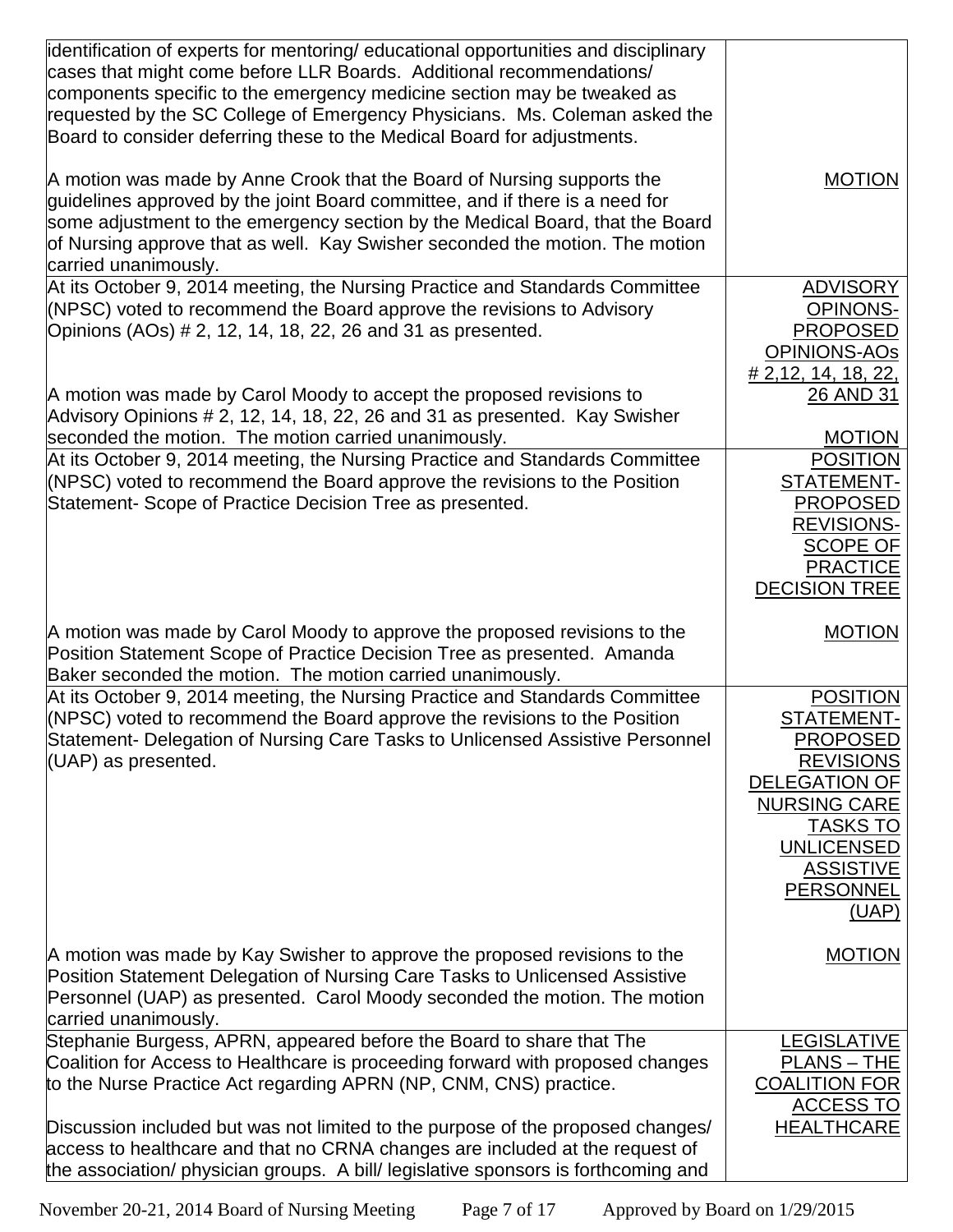| | |
|---|---|
| identification of experts for mentoring/ educational opportunities and disciplinary cases that might come before LLR Boards. Additional recommendations/ components specific to the emergency medicine section may be tweaked as requested by the SC College of Emergency Physicians. Ms. Coleman asked the Board to consider deferring these to the Medical Board for adjustments.<br><br>A motion was made by Anne Crook that the Board of Nursing supports the guidelines approved by the joint Board committee, and if there is a need for some adjustment to the emergency section by the Medical Board, that the Board of Nursing approve that as well. Kay Swisher seconded the motion. The motion carried unanimously. | <br><br><br><br><br>MOTION |
| At its October 9, 2014 meeting, the Nursing Practice and Standards Committee (NPSC) voted to recommend the Board approve the revisions to Advisory Opinions (AOs) # 2, 12, 14, 18, 22, 26 and 31 as presented.<br><br>A motion was made by Carol Moody to accept the proposed revisions to Advisory Opinions # 2, 12, 14, 18, 22, 26 and 31 as presented. Kay Swisher seconded the motion. The motion carried unanimously. | ADVISORY OPINONS- PROPOSED OPINIONS-AOs # 2,12, 14, 18, 22, 26 AND 31<br><br>MOTION |
| At its October 9, 2014 meeting, the Nursing Practice and Standards Committee (NPSC) voted to recommend the Board approve the revisions to the Position Statement- Scope of Practice Decision Tree as presented.<br><br>A motion was made by Carol Moody to approve the proposed revisions to the Position Statement Scope of Practice Decision Tree as presented. Amanda Baker seconded the motion. The motion carried unanimously. | POSITION STATEMENT- PROPOSED REVISIONS- SCOPE OF PRACTICE DECISION TREE<br><br>MOTION |
| At its October 9, 2014 meeting, the Nursing Practice and Standards Committee (NPSC) voted to recommend the Board approve the revisions to the Position Statement- Delegation of Nursing Care Tasks to Unlicensed Assistive Personnel (UAP) as presented.<br><br>A motion was made by Kay Swisher to approve the proposed revisions to the Position Statement Delegation of Nursing Care Tasks to Unlicensed Assistive Personnel (UAP) as presented. Carol Moody seconded the motion. The motion carried unanimously. | POSITION STATEMENT- PROPOSED REVISIONS DELEGATION OF NURSING CARE TASKS TO UNLICENSED ASSISTIVE PERSONNEL (UAP)<br><br>MOTION |
| Stephanie Burgess, APRN, appeared before the Board to share that The Coalition for Access to Healthcare is proceeding forward with proposed changes to the Nurse Practice Act regarding APRN (NP, CNM, CNS) practice.<br><br>Discussion included but was not limited to the purpose of the proposed changes/ access to healthcare and that no CRNA changes are included at the request of the association/ physician groups. A bill/ legislative sponsors is forthcoming and | LEGISLATIVE PLANS – THE COALITION FOR ACCESS TO HEALTHCARE |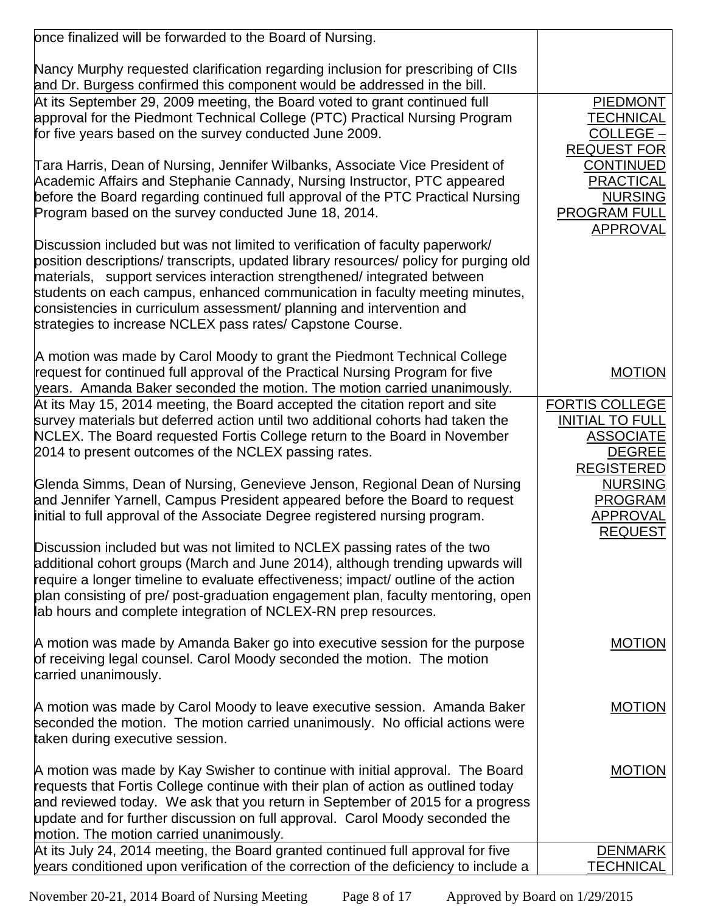| | |
|---|---|
| once finalized will be forwarded to the Board of Nursing.<br><br>Nancy Murphy requested clarification regarding inclusion for prescribing of CIIs and Dr. Burgess confirmed this component would be addressed in the bill. | |
| At its September 29, 2009 meeting, the Board voted to grant continued full approval for the Piedmont Technical College (PTC) Practical Nursing Program for five years based on the survey conducted June 2009.<br><br>Tara Harris, Dean of Nursing, Jennifer Wilbanks, Associate Vice President of Academic Affairs and Stephanie Cannady, Nursing Instructor, PTC appeared before the Board regarding continued full approval of the PTC Practical Nursing Program based on the survey conducted June 18, 2014.<br><br>Discussion included but was not limited to verification of faculty paperwork/ position descriptions/ transcripts, updated library resources/ policy for purging old materials, support services interaction strengthened/ integrated between students on each campus, enhanced communication in faculty meeting minutes, consistencies in curriculum assessment/ planning and intervention and strategies to increase NCLEX pass rates/ Capstone Course. | <u>PIEDMONT TECHNICAL COLLEGE – REQUEST FOR CONTINUED PRACTICAL NURSING PROGRAM FULL APPROVAL</u> |
| A motion was made by Carol Moody to grant the Piedmont Technical College request for continued full approval of the Practical Nursing Program for five years. Amanda Baker seconded the motion. The motion carried unanimously. | <u>MOTION</u> |
| At its May 15, 2014 meeting, the Board accepted the citation report and site survey materials but deferred action until two additional cohorts had taken the NCLEX. The Board requested Fortis College return to the Board in November 2014 to present outcomes of the NCLEX passing rates.<br><br>Glenda Simms, Dean of Nursing, Genevieve Jenson, Regional Dean of Nursing and Jennifer Yarnell, Campus President appeared before the Board to request initial to full approval of the Associate Degree registered nursing program.<br><br>Discussion included but was not limited to NCLEX passing rates of the two additional cohort groups (March and June 2014), although trending upwards will require a longer timeline to evaluate effectiveness; impact/ outline of the action plan consisting of pre/ post-graduation engagement plan, faculty mentoring, open lab hours and complete integration of NCLEX-RN prep resources. | <u>FORTIS COLLEGE INITIAL TO FULL ASSOCIATE DEGREE REGISTERED NURSING PROGRAM APPROVAL REQUEST</u> |
| A motion was made by Amanda Baker go into executive session for the purpose of receiving legal counsel. Carol Moody seconded the motion. The motion carried unanimously. | <u>MOTION</u> |
| A motion was made by Carol Moody to leave executive session. Amanda Baker seconded the motion. The motion carried unanimously. No official actions were taken during executive session. | <u>MOTION</u> |
| A motion was made by Kay Swisher to continue with initial approval. The Board requests that Fortis College continue with their plan of action as outlined today and reviewed today. We ask that you return in September of 2015 for a progress update and for further discussion on full approval. Carol Moody seconded the motion. The motion carried unanimously. | <u>MOTION</u> |
| At its July 24, 2014 meeting, the Board granted continued full approval for five years conditioned upon verification of the correction of the deficiency to include a | <u>DENMARK TECHNICAL</u> |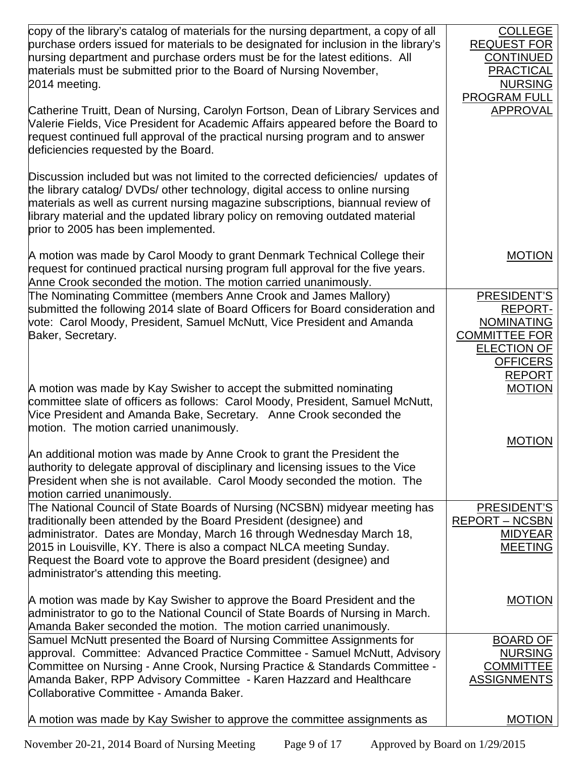| | |
|---|---|
| copy of the library's catalog of materials for the nursing department, a copy of all purchase orders issued for materials to be designated for inclusion in the library's nursing department and purchase orders must be for the latest editions. All materials must be submitted prior to the Board of Nursing November, 2014 meeting.<br><br>Catherine Truitt, Dean of Nursing, Carolyn Fortson, Dean of Library Services and Valerie Fields, Vice President for Academic Affairs appeared before the Board to request continued full approval of the practical nursing program and to answer deficiencies requested by the Board.<br><br>Discussion included but was not limited to the corrected deficiencies/ updates of the library catalog/ DVDs/ other technology, digital access to online nursing materials as well as current nursing magazine subscriptions, biannual review of library material and the updated library policy on removing outdated material prior to 2005 has been implemented. | COLLEGE REQUEST FOR CONTINUED PRACTICAL NURSING PROGRAM FULL APPROVAL |
| A motion was made by Carol Moody to grant Denmark Technical College their request for continued practical nursing program full approval for the five years. Anne Crook seconded the motion. The motion carried unanimously. | MOTION |
| The Nominating Committee (members Anne Crook and James Mallory) submitted the following 2014 slate of Board Officers for Board consideration and vote: Carol Moody, President, Samuel McNutt, Vice President and Amanda Baker, Secretary. | PRESIDENT'S REPORT-NOMINATING COMMITTEE FOR ELECTION OF OFFICERS REPORT |
| A motion was made by Kay Swisher to accept the submitted nominating committee slate of officers as follows: Carol Moody, President, Samuel McNutt, Vice President and Amanda Bake, Secretary. Anne Crook seconded the motion. The motion carried unanimously. | MOTION |
| An additional motion was made by Anne Crook to grant the President the authority to delegate approval of disciplinary and licensing issues to the Vice President when she is not available. Carol Moody seconded the motion. The motion carried unanimously. | MOTION |
| The National Council of State Boards of Nursing (NCSBN) midyear meeting has traditionally been attended by the Board President (designee) and administrator. Dates are Monday, March 16 through Wednesday March 18, 2015 in Louisville, KY. There is also a compact NLCA meeting Sunday. Request the Board vote to approve the Board president (designee) and administrator's attending this meeting. | PRESIDENT'S REPORT – NCSBN MIDYEAR MEETING |
| A motion was made by Kay Swisher to approve the Board President and the administrator to go to the National Council of State Boards of Nursing in March. Amanda Baker seconded the motion. The motion carried unanimously. | MOTION |
| Samuel McNutt presented the Board of Nursing Committee Assignments for approval. Committee: Advanced Practice Committee - Samuel McNutt, Advisory Committee on Nursing - Anne Crook, Nursing Practice & Standards Committee - Amanda Baker, RPP Advisory Committee - Karen Hazzard and Healthcare Collaborative Committee - Amanda Baker. | BOARD OF NURSING COMMITTEE ASSIGNMENTS |
| A motion was made by Kay Swisher to approve the committee assignments as | MOTION |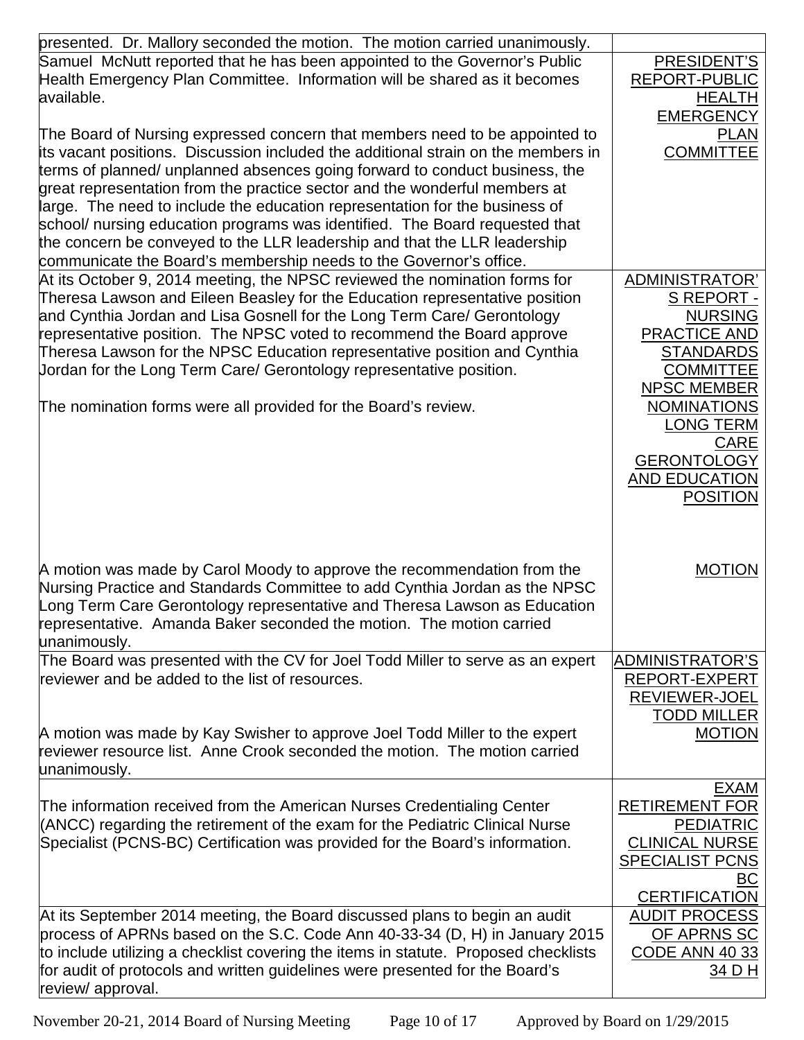| | |
|---|---|
| presented. Dr. Mallory seconded the motion. The motion carried unanimously. | |
| Samuel McNutt reported that he has been appointed to the Governor's Public Health Emergency Plan Committee. Information will be shared as it becomes available.<br><br>The Board of Nursing expressed concern that members need to be appointed to its vacant positions. Discussion included the additional strain on the members in terms of planned/ unplanned absences going forward to conduct business, the great representation from the practice sector and the wonderful members at large. The need to include the education representation for the business of school/ nursing education programs was identified. The Board requested that the concern be conveyed to the LLR leadership and that the LLR leadership communicate the Board's membership needs to the Governor's office. | PRESIDENT'S REPORT-PUBLIC HEALTH EMERGENCY PLAN COMMITTEE |
| At its October 9, 2014 meeting, the NPSC reviewed the nomination forms for Theresa Lawson and Eileen Beasley for the Education representative position and Cynthia Jordan and Lisa Gosnell for the Long Term Care/ Gerontology representative position. The NPSC voted to recommend the Board approve Theresa Lawson for the NPSC Education representative position and Cynthia Jordan for the Long Term Care/ Gerontology representative position.<br><br>The nomination forms were all provided for the Board's review. | ADMINISTRATOR'S REPORT - NURSING PRACTICE AND STANDARDS COMMITTEE NPSC MEMBER NOMINATIONS LONG TERM CARE GERONTOLOGY AND EDUCATION POSITION |
| A motion was made by Carol Moody to approve the recommendation from the Nursing Practice and Standards Committee to add Cynthia Jordan as the NPSC Long Term Care Gerontology representative and Theresa Lawson as Education representative. Amanda Baker seconded the motion. The motion carried unanimously. | MOTION |
| The Board was presented with the CV for Joel Todd Miller to serve as an expert reviewer and be added to the list of resources. | ADMINISTRATOR'S REPORT-EXPERT REVIEWER-JOEL TODD MILLER |
| A motion was made by Kay Swisher to approve Joel Todd Miller to the expert reviewer resource list. Anne Crook seconded the motion. The motion carried unanimously. | MOTION |
| The information received from the American Nurses Credentialing Center (ANCC) regarding the retirement of the exam for the Pediatric Clinical Nurse Specialist (PCNS-BC) Certification was provided for the Board's information. | EXAM RETIREMENT FOR PEDIATRIC CLINICAL NURSE SPECIALIST PCNS BC CERTIFICATION |
| At its September 2014 meeting, the Board discussed plans to begin an audit process of APRNs based on the S.C. Code Ann 40-33-34 (D, H) in January 2015 to include utilizing a checklist covering the items in statute. Proposed checklists for audit of protocols and written guidelines were presented for the Board's review/ approval. | AUDIT PROCESS OF APRNS SC CODE ANN 40 33 34 D H |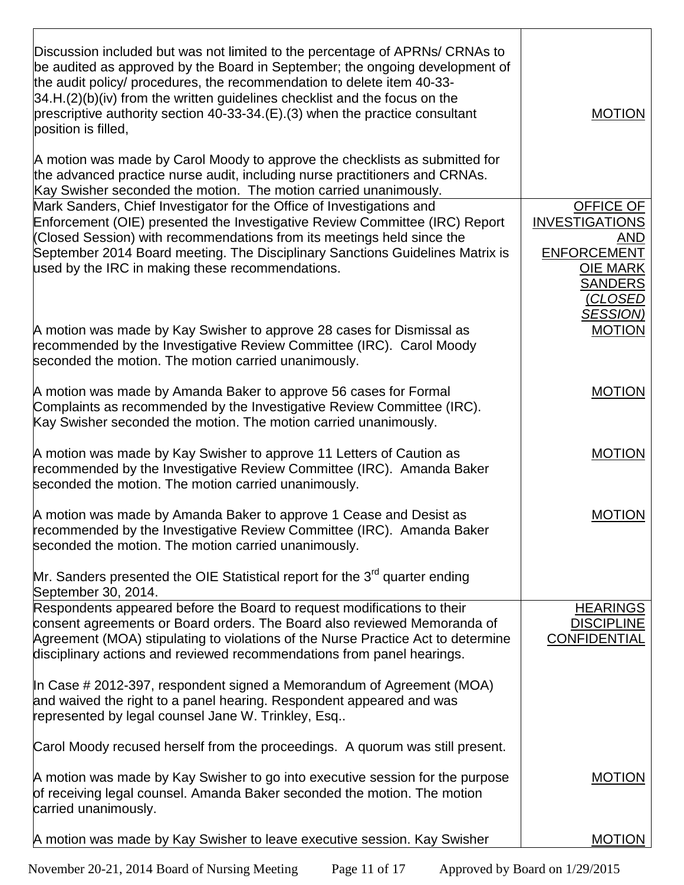| | |
|---|---|
| Discussion included but was not limited to the percentage of APRNs/ CRNAs to be audited as approved by the Board in September; the ongoing development of the audit policy/ procedures, the recommendation to delete item 40-33-34.H.(2)(b)(iv) from the written guidelines checklist and the focus on the prescriptive authority section 40-33-34.(E).(3) when the practice consultant position is filled,<br><br>A motion was made by Carol Moody to approve the checklists as submitted for the advanced practice nurse audit, including nurse practitioners and CRNAs. Kay Swisher seconded the motion. The motion carried unanimously. | MOTION |
| Mark Sanders, Chief Investigator for the Office of Investigations and Enforcement (OIE) presented the Investigative Review Committee (IRC) Report (Closed Session) with recommendations from its meetings held since the September 2014 Board meeting. The Disciplinary Sanctions Guidelines Matrix is used by the IRC in making these recommendations. | OFFICE OF INVESTIGATIONS AND ENFORCEMENT OIE MARK SANDERS *(CLOSED SESSION)* |
| A motion was made by Kay Swisher to approve 28 cases for Dismissal as recommended by the Investigative Review Committee (IRC). Carol Moody seconded the motion. The motion carried unanimously. | MOTION |
| A motion was made by Amanda Baker to approve 56 cases for Formal Complaints as recommended by the Investigative Review Committee (IRC). Kay Swisher seconded the motion. The motion carried unanimously. | MOTION |
| A motion was made by Kay Swisher to approve 11 Letters of Caution as recommended by the Investigative Review Committee (IRC). Amanda Baker seconded the motion. The motion carried unanimously. | MOTION |
| A motion was made by Amanda Baker to approve 1 Cease and Desist as recommended by the Investigative Review Committee (IRC). Amanda Baker seconded the motion. The motion carried unanimously. | MOTION |
| Mr. Sanders presented the OIE Statistical report for the 3rd quarter ending September 30, 2014. | |
| Respondents appeared before the Board to request modifications to their consent agreements or Board orders. The Board also reviewed Memoranda of Agreement (MOA) stipulating to violations of the Nurse Practice Act to determine disciplinary actions and reviewed recommendations from panel hearings.<br><br>In Case # 2012-397, respondent signed a Memorandum of Agreement (MOA) and waived the right to a panel hearing. Respondent appeared and was represented by legal counsel Jane W. Trinkley, Esq..<br><br>Carol Moody recused herself from the proceedings. A quorum was still present. | HEARINGS DISCIPLINE CONFIDENTIAL |
| A motion was made by Kay Swisher to go into executive session for the purpose of receiving legal counsel. Amanda Baker seconded the motion. The motion carried unanimously. | MOTION |
| A motion was made by Kay Swisher to leave executive session. Kay Swisher | MOTION |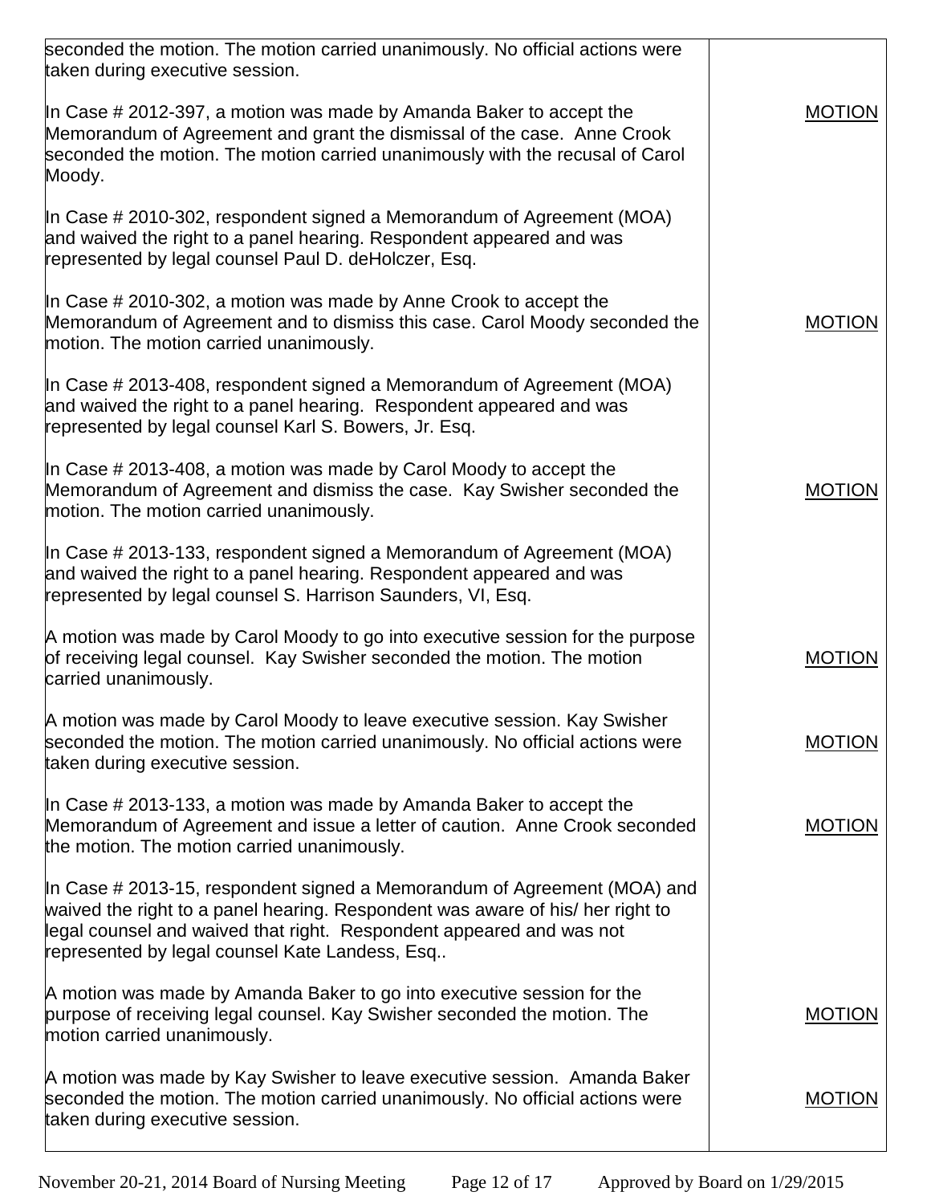| | |
|---|---|
| seconded the motion. The motion carried unanimously. No official actions were taken during executive session. | |
| In Case # 2012-397, a motion was made by Amanda Baker to accept the Memorandum of Agreement and grant the dismissal of the case. Anne Crook seconded the motion. The motion carried unanimously with the recusal of Carol Moody. | MOTION |
| In Case # 2010-302, respondent signed a Memorandum of Agreement (MOA) and waived the right to a panel hearing. Respondent appeared and was represented by legal counsel Paul D. deHolczer, Esq. | |
| In Case # 2010-302, a motion was made by Anne Crook to accept the Memorandum of Agreement and to dismiss this case. Carol Moody seconded the motion. The motion carried unanimously. | MOTION |
| In Case # 2013-408, respondent signed a Memorandum of Agreement (MOA) and waived the right to a panel hearing. Respondent appeared and was represented by legal counsel Karl S. Bowers, Jr. Esq. | |
| In Case # 2013-408, a motion was made by Carol Moody to accept the Memorandum of Agreement and dismiss the case. Kay Swisher seconded the motion. The motion carried unanimously. | MOTION |
| In Case # 2013-133, respondent signed a Memorandum of Agreement (MOA) and waived the right to a panel hearing. Respondent appeared and was represented by legal counsel S. Harrison Saunders, VI, Esq. | |
| A motion was made by Carol Moody to go into executive session for the purpose of receiving legal counsel. Kay Swisher seconded the motion. The motion carried unanimously. | MOTION |
| A motion was made by Carol Moody to leave executive session. Kay Swisher seconded the motion. The motion carried unanimously. No official actions were taken during executive session. | MOTION |
| In Case # 2013-133, a motion was made by Amanda Baker to accept the Memorandum of Agreement and issue a letter of caution. Anne Crook seconded the motion. The motion carried unanimously. | MOTION |
| In Case # 2013-15, respondent signed a Memorandum of Agreement (MOA) and waived the right to a panel hearing. Respondent was aware of his/ her right to legal counsel and waived that right. Respondent appeared and was not represented by legal counsel Kate Landess, Esq.. | |
| A motion was made by Amanda Baker to go into executive session for the purpose of receiving legal counsel. Kay Swisher seconded the motion. The motion carried unanimously. | MOTION |
| A motion was made by Kay Swisher to leave executive session. Amanda Baker seconded the motion. The motion carried unanimously. No official actions were taken during executive session. | MOTION |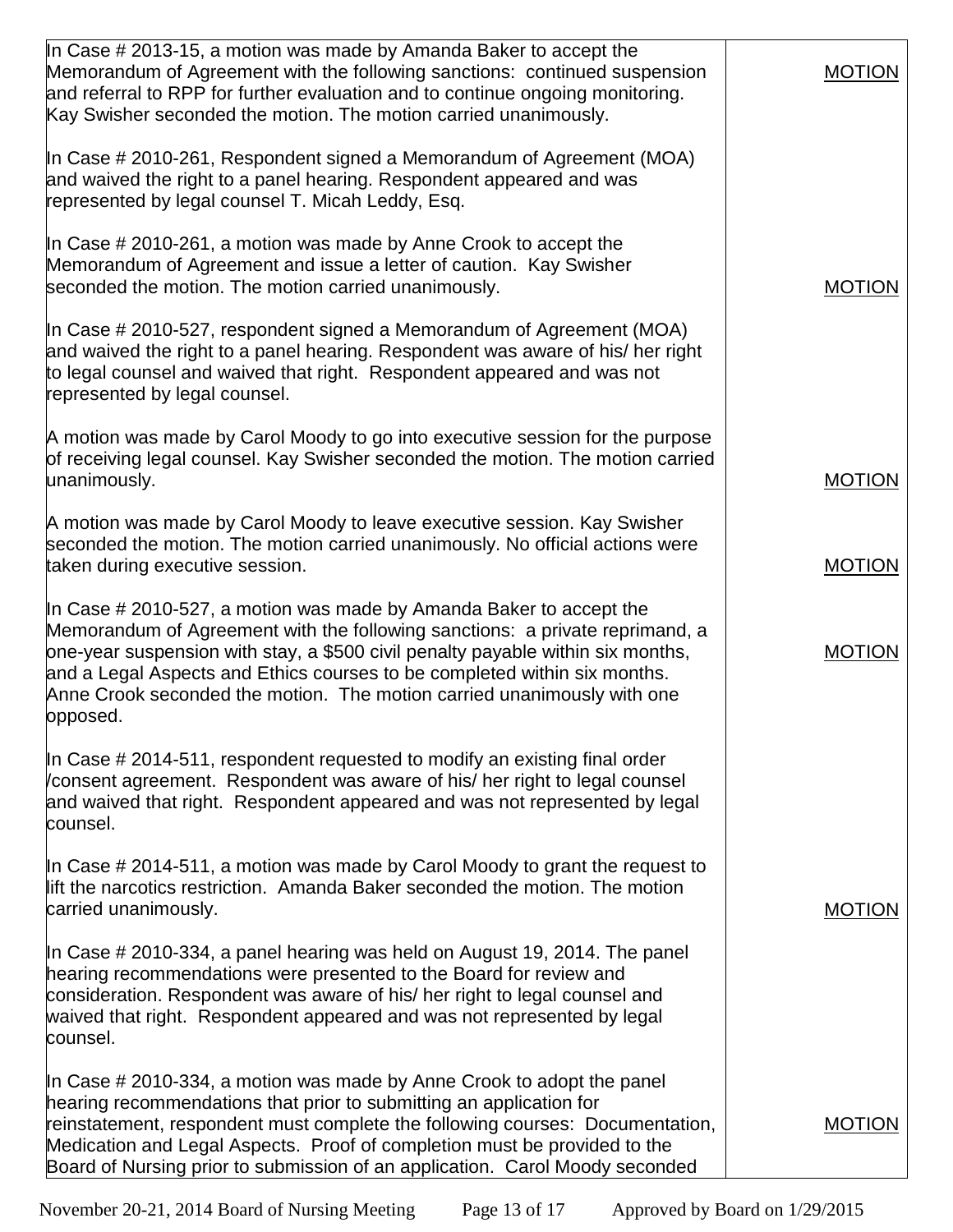| | |
|---|---|
| In Case # 2013-15, a motion was made by Amanda Baker to accept the Memorandum of Agreement with the following sanctions: continued suspension and referral to RPP for further evaluation and to continue ongoing monitoring. Kay Swisher seconded the motion. The motion carried unanimously. | MOTION |
| In Case # 2010-261, Respondent signed a Memorandum of Agreement (MOA) and waived the right to a panel hearing. Respondent appeared and was represented by legal counsel T. Micah Leddy, Esq. | |
| In Case # 2010-261, a motion was made by Anne Crook to accept the Memorandum of Agreement and issue a letter of caution. Kay Swisher seconded the motion. The motion carried unanimously. | MOTION |
| In Case # 2010-527, respondent signed a Memorandum of Agreement (MOA) and waived the right to a panel hearing. Respondent was aware of his/ her right to legal counsel and waived that right. Respondent appeared and was not represented by legal counsel. | |
| A motion was made by Carol Moody to go into executive session for the purpose of receiving legal counsel. Kay Swisher seconded the motion. The motion carried unanimously. | MOTION |
| A motion was made by Carol Moody to leave executive session. Kay Swisher seconded the motion. The motion carried unanimously. No official actions were taken during executive session. | MOTION |
| In Case # 2010-527, a motion was made by Amanda Baker to accept the Memorandum of Agreement with the following sanctions: a private reprimand, a one-year suspension with stay, a $500 civil penalty payable within six months, and a Legal Aspects and Ethics courses to be completed within six months. Anne Crook seconded the motion. The motion carried unanimously with one opposed. | MOTION |
| In Case # 2014-511, respondent requested to modify an existing final order /consent agreement. Respondent was aware of his/ her right to legal counsel and waived that right. Respondent appeared and was not represented by legal counsel. | |
| In Case # 2014-511, a motion was made by Carol Moody to grant the request to lift the narcotics restriction. Amanda Baker seconded the motion. The motion carried unanimously. | MOTION |
| In Case # 2010-334, a panel hearing was held on August 19, 2014. The panel hearing recommendations were presented to the Board for review and consideration. Respondent was aware of his/ her right to legal counsel and waived that right. Respondent appeared and was not represented by legal counsel. | |
| In Case # 2010-334, a motion was made by Anne Crook to adopt the panel hearing recommendations that prior to submitting an application for reinstatement, respondent must complete the following courses: Documentation, Medication and Legal Aspects. Proof of completion must be provided to the Board of Nursing prior to submission of an application. Carol Moody seconded | MOTION |

November 20-21, 2014 Board of Nursing Meeting Approved by Board on 1/29/2015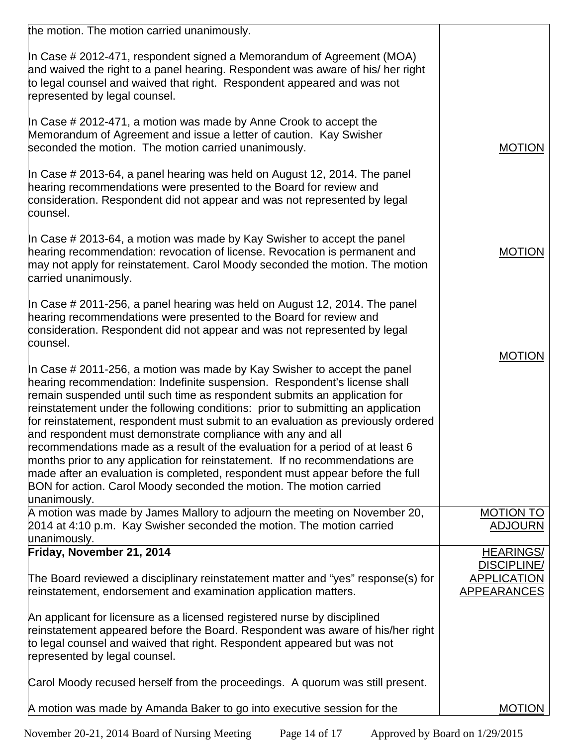| | |
|---|---|
| the motion. The motion carried unanimously.<br><br>In Case # 2012-471, respondent signed a Memorandum of Agreement (MOA) and waived the right to a panel hearing. Respondent was aware of his/ her right to legal counsel and waived that right. Respondent appeared and was not represented by legal counsel.<br><br>In Case # 2012-471, a motion was made by Anne Crook to accept the Memorandum of Agreement and issue a letter of caution. Kay Swisher seconded the motion. The motion carried unanimously. | MOTION |
| In Case # 2013-64, a panel hearing was held on August 12, 2014. The panel hearing recommendations were presented to the Board for review and consideration. Respondent did not appear and was not represented by legal counsel.<br><br>In Case # 2013-64, a motion was made by Kay Swisher to accept the panel hearing recommendation: revocation of license. Revocation is permanent and may not apply for reinstatement. Carol Moody seconded the motion. The motion carried unanimously. | MOTION |
| In Case # 2011-256, a panel hearing was held on August 12, 2014. The panel hearing recommendations were presented to the Board for review and consideration. Respondent did not appear and was not represented by legal counsel.<br><br>In Case # 2011-256, a motion was made by Kay Swisher to accept the panel hearing recommendation: Indefinite suspension. Respondent's license shall remain suspended until such time as respondent submits an application for reinstatement under the following conditions: prior to submitting an application for reinstatement, respondent must submit to an evaluation as previously ordered and respondent must demonstrate compliance with any and all recommendations made as a result of the evaluation for a period of at least 6 months prior to any application for reinstatement. If no recommendations are made after an evaluation is completed, respondent must appear before the full BON for action. Carol Moody seconded the motion. The motion carried unanimously. | MOTION |
| A motion was made by James Mallory to adjourn the meeting on November 20, 2014 at 4:10 p.m. Kay Swisher seconded the motion. The motion carried unanimously. | MOTION TO ADJOURN |
| **Friday, November 21, 2014**<br><br>The Board reviewed a disciplinary reinstatement matter and "yes" response(s) for reinstatement, endorsement and examination application matters.<br><br>An applicant for licensure as a licensed registered nurse by disciplined reinstatement appeared before the Board. Respondent was aware of his/her right to legal counsel and waived that right. Respondent appeared but was not represented by legal counsel.<br><br>Carol Moody recused herself from the proceedings. A quorum was still present. | HEARINGS/ DISCIPLINE/ APPLICATION APPEARANCES |
| A motion was made by Amanda Baker to go into executive session for the | MOTION |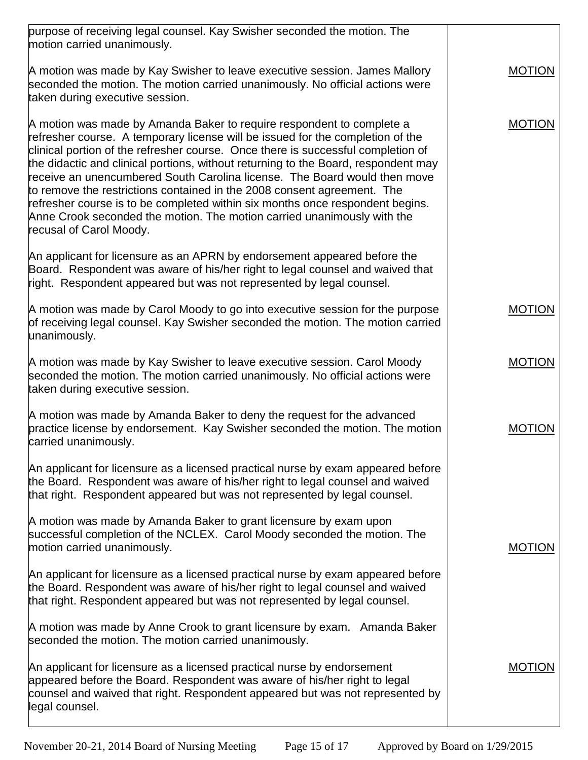| | |
|---|---|
| purpose of receiving legal counsel. Kay Swisher seconded the motion. The motion carried unanimously. | |
| A motion was made by Kay Swisher to leave executive session. James Mallory seconded the motion. The motion carried unanimously. No official actions were taken during executive session. | MOTION |
| A motion was made by Amanda Baker to require respondent to complete a refresher course. A temporary license will be issued for the completion of the clinical portion of the refresher course. Once there is successful completion of the didactic and clinical portions, without returning to the Board, respondent may receive an unencumbered South Carolina license. The Board would then move to remove the restrictions contained in the 2008 consent agreement. The refresher course is to be completed within six months once respondent begins. Anne Crook seconded the motion. The motion carried unanimously with the recusal of Carol Moody. | MOTION |
| An applicant for licensure as an APRN by endorsement appeared before the Board. Respondent was aware of his/her right to legal counsel and waived that right. Respondent appeared but was not represented by legal counsel. | |
| A motion was made by Carol Moody to go into executive session for the purpose of receiving legal counsel. Kay Swisher seconded the motion. The motion carried unanimously. | MOTION |
| A motion was made by Kay Swisher to leave executive session. Carol Moody seconded the motion. The motion carried unanimously. No official actions were taken during executive session. | MOTION |
| A motion was made by Amanda Baker to deny the request for the advanced practice license by endorsement. Kay Swisher seconded the motion. The motion carried unanimously. | MOTION |
| An applicant for licensure as a licensed practical nurse by exam appeared before the Board. Respondent was aware of his/her right to legal counsel and waived that right. Respondent appeared but was not represented by legal counsel. | |
| A motion was made by Amanda Baker to grant licensure by exam upon successful completion of the NCLEX. Carol Moody seconded the motion. The motion carried unanimously. | MOTION |
| An applicant for licensure as a licensed practical nurse by exam appeared before the Board. Respondent was aware of his/her right to legal counsel and waived that right. Respondent appeared but was not represented by legal counsel. | |
| A motion was made by Anne Crook to grant licensure by exam. Amanda Baker seconded the motion. The motion carried unanimously. | MOTION |
| An applicant for licensure as a licensed practical nurse by endorsement appeared before the Board. Respondent was aware of his/her right to legal counsel and waived that right. Respondent appeared but was not represented by legal counsel. | |

November 20-21, 2014 Board of Nursing Meeting — Approved by Board on 1/29/2015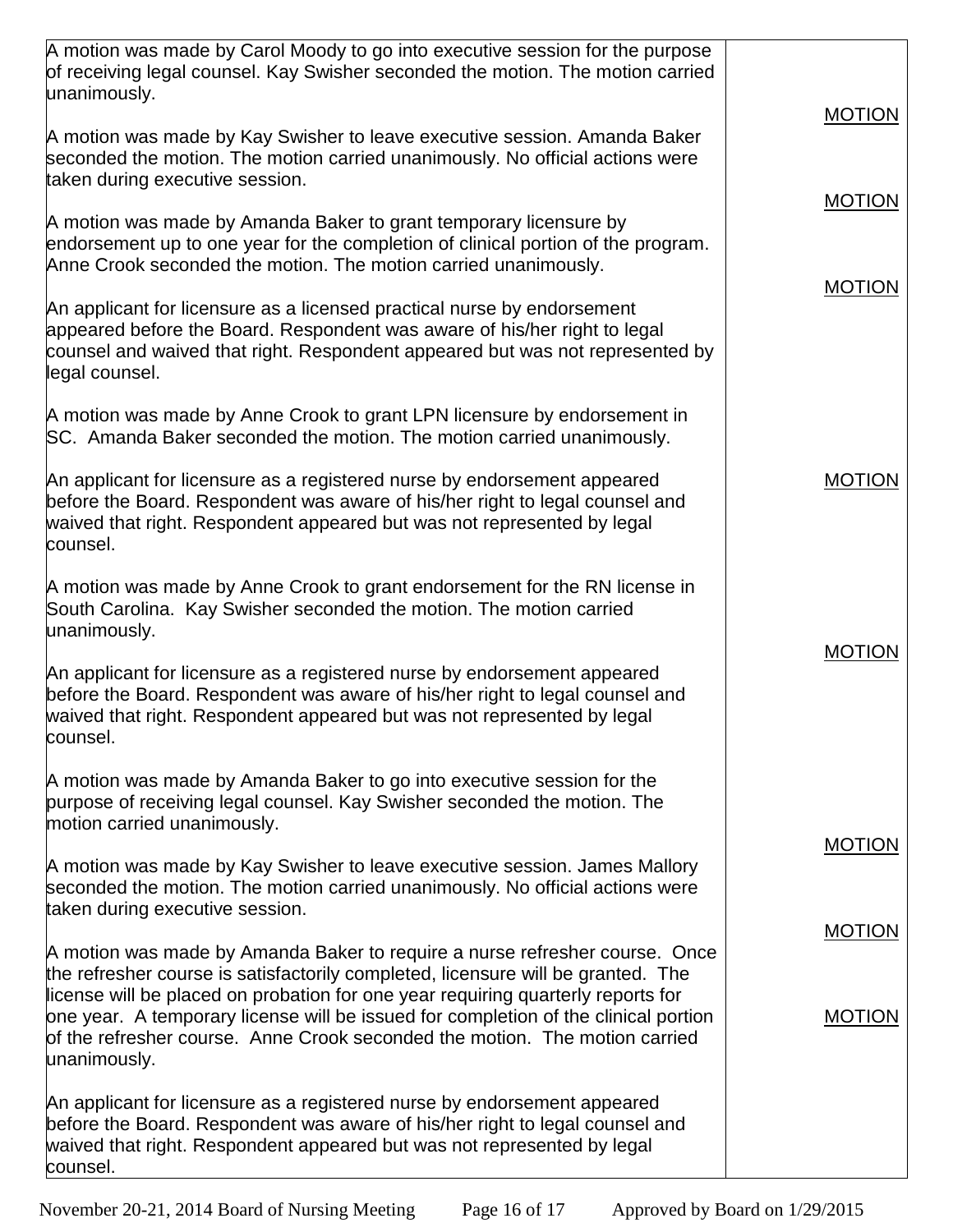| | |
|---|---|
| A motion was made by Carol Moody to go into executive session for the purpose of receiving legal counsel. Kay Swisher seconded the motion. The motion carried unanimously. | MOTION |
| A motion was made by Kay Swisher to leave executive session. Amanda Baker seconded the motion. The motion carried unanimously. No official actions were taken during executive session. | MOTION |
| A motion was made by Amanda Baker to grant temporary licensure by endorsement up to one year for the completion of clinical portion of the program. Anne Crook seconded the motion. The motion carried unanimously. | MOTION |
| An applicant for licensure as a licensed practical nurse by endorsement appeared before the Board. Respondent was aware of his/her right to legal counsel and waived that right. Respondent appeared but was not represented by legal counsel. | |
| A motion was made by Anne Crook to grant LPN licensure by endorsement in SC. Amanda Baker seconded the motion. The motion carried unanimously. | MOTION |
| An applicant for licensure as a registered nurse by endorsement appeared before the Board. Respondent was aware of his/her right to legal counsel and waived that right. Respondent appeared but was not represented by legal counsel. | |
| A motion was made by Anne Crook to grant endorsement for the RN license in South Carolina. Kay Swisher seconded the motion. The motion carried unanimously. | MOTION |
| An applicant for licensure as a registered nurse by endorsement appeared before the Board. Respondent was aware of his/her right to legal counsel and waived that right. Respondent appeared but was not represented by legal counsel. | |
| A motion was made by Amanda Baker to go into executive session for the purpose of receiving legal counsel. Kay Swisher seconded the motion. The motion carried unanimously. | MOTION |
| A motion was made by Kay Swisher to leave executive session. James Mallory seconded the motion. The motion carried unanimously. No official actions were taken during executive session. | MOTION |
| A motion was made by Amanda Baker to require a nurse refresher course. Once the refresher course is satisfactorily completed, licensure will be granted. The license will be placed on probation for one year requiring quarterly reports for one year. A temporary license will be issued for completion of the clinical portion of the refresher course. Anne Crook seconded the motion. The motion carried unanimously. | MOTION |
| An applicant for licensure as a registered nurse by endorsement appeared before the Board. Respondent was aware of his/her right to legal counsel and waived that right. Respondent appeared but was not represented by legal counsel. | |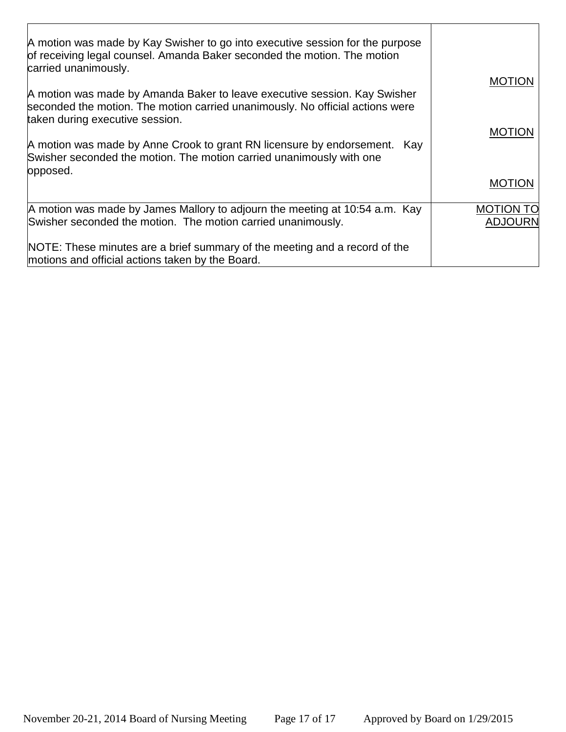| | |
|---|---|
| A motion was made by Kay Swisher to go into executive session for the purpose of receiving legal counsel. Amanda Baker seconded the motion. The motion carried unanimously.<br><br>A motion was made by Amanda Baker to leave executive session. Kay Swisher seconded the motion. The motion carried unanimously. No official actions were taken during executive session.<br><br>A motion was made by Anne Crook to grant RN licensure by endorsement. Kay Swisher seconded the motion. The motion carried unanimously with one opposed. | MOTION<br><br>MOTION<br><br>MOTION |
| A motion was made by James Mallory to adjourn the meeting at 10:54 a.m. Kay Swisher seconded the motion. The motion carried unanimously.<br><br>NOTE: These minutes are a brief summary of the meeting and a record of the motions and official actions taken by the Board. | MOTION TO ADJOURN |